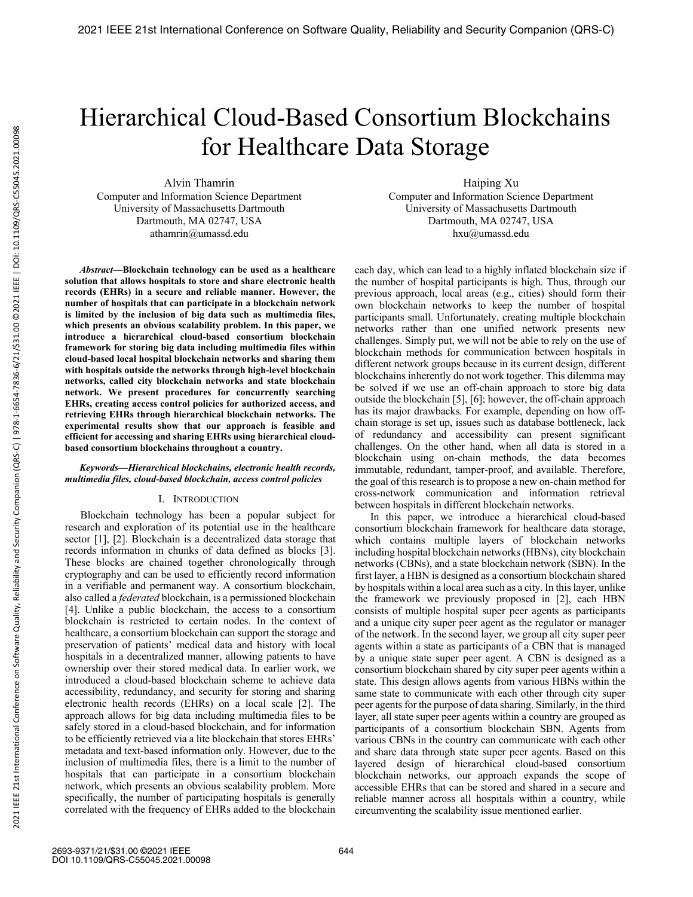# Hierarchical Cloud-Based Consortium Blockchains for Healthcare Data Storage

Alvin Thamrin
Computer and Information Science Department
University of Massachusetts Dartmouth
Dartmouth, MA 02747, USA
athamrin@umassd.edu

Haiping Xu
Computer and Information Science Department
University of Massachusetts Dartmouth
Dartmouth, MA 02747, USA
hxu@umassd.edu

***Abstract*—Blockchain technology can be used as a healthcare solution that allows hospitals to store and share electronic health records (EHRs) in a secure and reliable manner. However, the number of hospitals that can participate in a blockchain network is limited by the inclusion of big data such as multimedia files, which presents an obvious scalability problem. In this paper, we introduce a hierarchical cloud-based consortium blockchain framework for storing big data including multimedia files within cloud-based local hospital blockchain networks and sharing them with hospitals outside the networks through high-level blockchain networks, called city blockchain networks and state blockchain network. We present procedures for concurrently searching EHRs, creating access control policies for authorized access, and retrieving EHRs through hierarchical blockchain networks. The experimental results show that our approach is feasible and efficient for accessing and sharing EHRs using hierarchical cloud-based consortium blockchains throughout a country.**

***Keywords*—Hierarchical blockchains, electronic health records, multimedia files, cloud-based blockchain, access control policies**

## I. Introduction

Blockchain technology has been a popular subject for research and exploration of its potential use in the healthcare sector [1], [2]. Blockchain is a decentralized data storage that records information in chunks of data defined as blocks [3]. These blocks are chained together chronologically through cryptography and can be used to efficiently record information in a verifiable and permanent way. A consortium blockchain, also called a *federated* blockchain, is a permissioned blockchain [4]. Unlike a public blockchain, the access to a consortium blockchain is restricted to certain nodes. In the context of healthcare, a consortium blockchain can support the storage and preservation of patients' medical data and history with local hospitals in a decentralized manner, allowing patients to have ownership over their stored medical data. In earlier work, we introduced a cloud-based blockchain scheme to achieve data accessibility, redundancy, and security for storing and sharing electronic health records (EHRs) on a local scale [2]. The approach allows for big data including multimedia files to be safely stored in a cloud-based blockchain, and for information to be efficiently retrieved via a lite blockchain that stores EHRs' metadata and text-based information only. However, due to the inclusion of multimedia files, there is a limit to the number of hospitals that can participate in a consortium blockchain network, which presents an obvious scalability problem. More specifically, the number of participating hospitals is generally correlated with the frequency of EHRs added to the blockchain each day, which can lead to a highly inflated blockchain size if the number of hospital participants is high. Thus, through our previous approach, local areas (e.g., cities) should form their own blockchain networks to keep the number of hospital participants small. Unfortunately, creating multiple blockchain networks rather than one unified network presents new challenges. Simply put, we will not be able to rely on the use of blockchain methods for communication between hospitals in different network groups because in its current design, different blockchains inherently do not work together. This dilemma may be solved if we use an off-chain approach to store big data outside the blockchain [5], [6]; however, the off-chain approach has its major drawbacks. For example, depending on how off-chain storage is set up, issues such as database bottleneck, lack of redundancy and accessibility can present significant challenges. On the other hand, when all data is stored in a blockchain using on-chain methods, the data becomes immutable, redundant, tamper-proof, and available. Therefore, the goal of this research is to propose a new on-chain method for cross-network communication and information retrieval between hospitals in different blockchain networks.

In this paper, we introduce a hierarchical cloud-based consortium blockchain framework for healthcare data storage, which contains multiple layers of blockchain networks including hospital blockchain networks (HBNs), city blockchain networks (CBNs), and a state blockchain network (SBN). In the first layer, a HBN is designed as a consortium blockchain shared by hospitals within a local area such as a city. In this layer, unlike the framework we previously proposed in [2], each HBN consists of multiple hospital super peer agents as participants and a unique city super peer agent as the regulator or manager of the network. In the second layer, we group all city super peer agents within a state as participants of a CBN that is managed by a unique state super peer agent. A CBN is designed as a consortium blockchain shared by city super peer agents within a state. This design allows agents from various HBNs within the same state to communicate with each other through city super peer agents for the purpose of data sharing. Similarly, in the third layer, all state super peer agents within a country are grouped as participants of a consortium blockchain SBN. Agents from various CBNs in the country can communicate with each other and share data through state super peer agents. Based on this layered design of hierarchical cloud-based consortium blockchain networks, our approach expands the scope of accessible EHRs that can be stored and shared in a secure and reliable manner across all hospitals within a country, while circumventing the scalability issue mentioned earlier.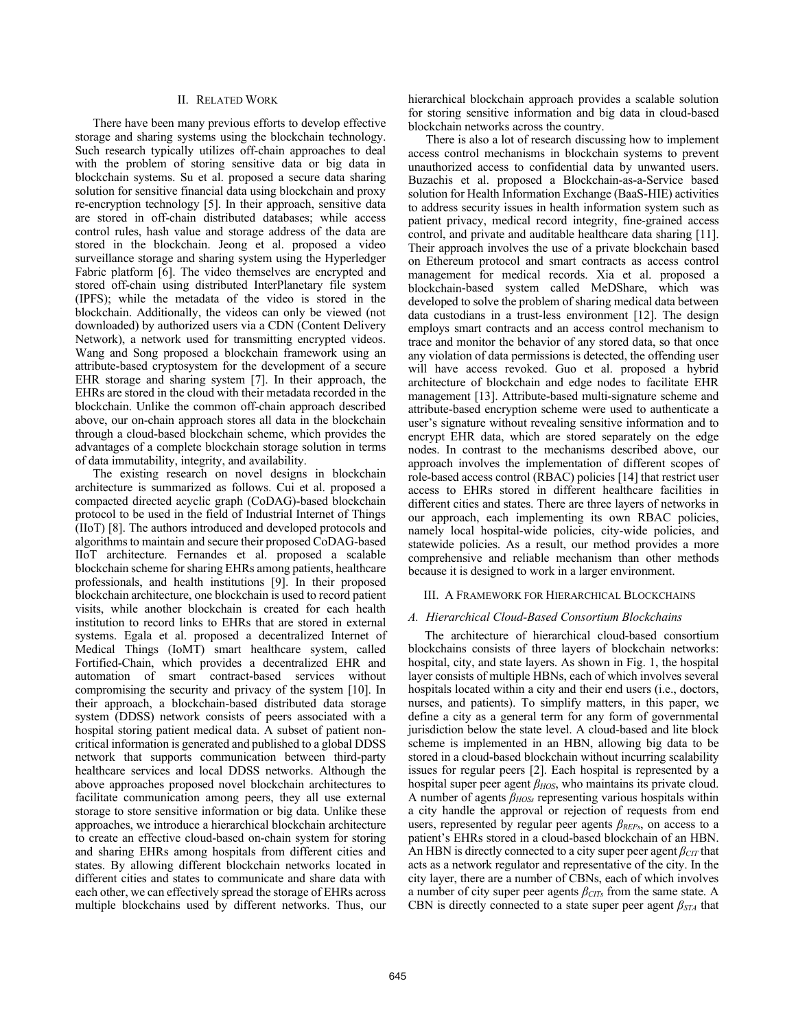## II. Related Work

There have been many previous efforts to develop effective storage and sharing systems using the blockchain technology. Such research typically utilizes off-chain approaches to deal with the problem of storing sensitive data or big data in blockchain systems. Su et al. proposed a secure data sharing solution for sensitive financial data using blockchain and proxy re-encryption technology [5]. In their approach, sensitive data are stored in off-chain distributed databases; while access control rules, hash value and storage address of the data are stored in the blockchain. Jeong et al. proposed a video surveillance storage and sharing system using the Hyperledger Fabric platform [6]. The video themselves are encrypted and stored off-chain using distributed InterPlanetary file system (IPFS); while the metadata of the video is stored in the blockchain. Additionally, the videos can only be viewed (not downloaded) by authorized users via a CDN (Content Delivery Network), a network used for transmitting encrypted videos. Wang and Song proposed a blockchain framework using an attribute-based cryptosystem for the development of a secure EHR storage and sharing system [7]. In their approach, the EHRs are stored in the cloud with their metadata recorded in the blockchain. Unlike the common off-chain approach described above, our on-chain approach stores all data in the blockchain through a cloud-based blockchain scheme, which provides the advantages of a complete blockchain storage solution in terms of data immutability, integrity, and availability.

The existing research on novel designs in blockchain architecture is summarized as follows. Cui et al. proposed a compacted directed acyclic graph (CoDAG)-based blockchain protocol to be used in the field of Industrial Internet of Things (IIoT) [8]. The authors introduced and developed protocols and algorithms to maintain and secure their proposed CoDAG-based IIoT architecture. Fernandes et al. proposed a scalable blockchain scheme for sharing EHRs among patients, healthcare professionals, and health institutions [9]. In their proposed blockchain architecture, one blockchain is used to record patient visits, while another blockchain is created for each health institution to record links to EHRs that are stored in external systems. Egala et al. proposed a decentralized Internet of Medical Things (IoMT) smart healthcare system, called Fortified-Chain, which provides a decentralized EHR and automation of smart contract-based services without compromising the security and privacy of the system [10]. In their approach, a blockchain-based distributed data storage system (DDSS) network consists of peers associated with a hospital storing patient medical data. A subset of patient non-critical information is generated and published to a global DDSS network that supports communication between third-party healthcare services and local DDSS networks. Although the above approaches proposed novel blockchain architectures to facilitate communication among peers, they all use external storage to store sensitive information or big data. Unlike these approaches, we introduce a hierarchical blockchain architecture to create an effective cloud-based on-chain system for storing and sharing EHRs among hospitals from different cities and states. By allowing different blockchain networks located in different cities and states to communicate and share data with each other, we can effectively spread the storage of EHRs across multiple blockchains used by different networks. Thus, our hierarchical blockchain approach provides a scalable solution for storing sensitive information and big data in cloud-based blockchain networks across the country.

There is also a lot of research discussing how to implement access control mechanisms in blockchain systems to prevent unauthorized access to confidential data by unwanted users. Buzachis et al. proposed a Blockchain-as-a-Service based solution for Health Information Exchange (BaaS-HIE) activities to address security issues in health information system such as patient privacy, medical record integrity, fine-grained access control, and private and auditable healthcare data sharing [11]. Their approach involves the use of a private blockchain based on Ethereum protocol and smart contracts as access control management for medical records. Xia et al. proposed a blockchain-based system called MeDShare, which was developed to solve the problem of sharing medical data between data custodians in a trust-less environment [12]. The design employs smart contracts and an access control mechanism to trace and monitor the behavior of any stored data, so that once any violation of data permissions is detected, the offending user will have access revoked. Guo et al. proposed a hybrid architecture of blockchain and edge nodes to facilitate EHR management [13]. Attribute-based multi-signature scheme and attribute-based encryption scheme were used to authenticate a user's signature without revealing sensitive information and to encrypt EHR data, which are stored separately on the edge nodes. In contrast to the mechanisms described above, our approach involves the implementation of different scopes of role-based access control (RBAC) policies [14] that restrict user access to EHRs stored in different healthcare facilities in different cities and states. There are three layers of networks in our approach, each implementing its own RBAC policies, namely local hospital-wide policies, city-wide policies, and statewide policies. As a result, our method provides a more comprehensive and reliable mechanism than other methods because it is designed to work in a larger environment.

## III. A Framework for Hierarchical Blockchains

### *A. Hierarchical Cloud-Based Consortium Blockchains*

The architecture of hierarchical cloud-based consortium blockchains consists of three layers of blockchain networks: hospital, city, and state layers. As shown in Fig. 1, the hospital layer consists of multiple HBNs, each of which involves several hospitals located within a city and their end users (i.e., doctors, nurses, and patients). To simplify matters, in this paper, we define a city as a general term for any form of governmental jurisdiction below the state level. A cloud-based and lite block scheme is implemented in an HBN, allowing big data to be stored in a cloud-based blockchain without incurring scalability issues for regular peers [2]. Each hospital is represented by a hospital super peer agent $\beta_{HOS}$, who maintains its private cloud. A number of agents $\beta_{HOSs}$ representing various hospitals within a city handle the approval or rejection of requests from end users, represented by regular peer agents $\beta_{REPs}$, on access to a patient's EHRs stored in a cloud-based blockchain of an HBN. An HBN is directly connected to a city super peer agent $\beta_{CIT}$ that acts as a network regulator and representative of the city. In the city layer, there are a number of CBNs, each of which involves a number of city super peer agents $\beta_{CITs}$ from the same state. A CBN is directly connected to a state super peer agent $\beta_{STA}$ that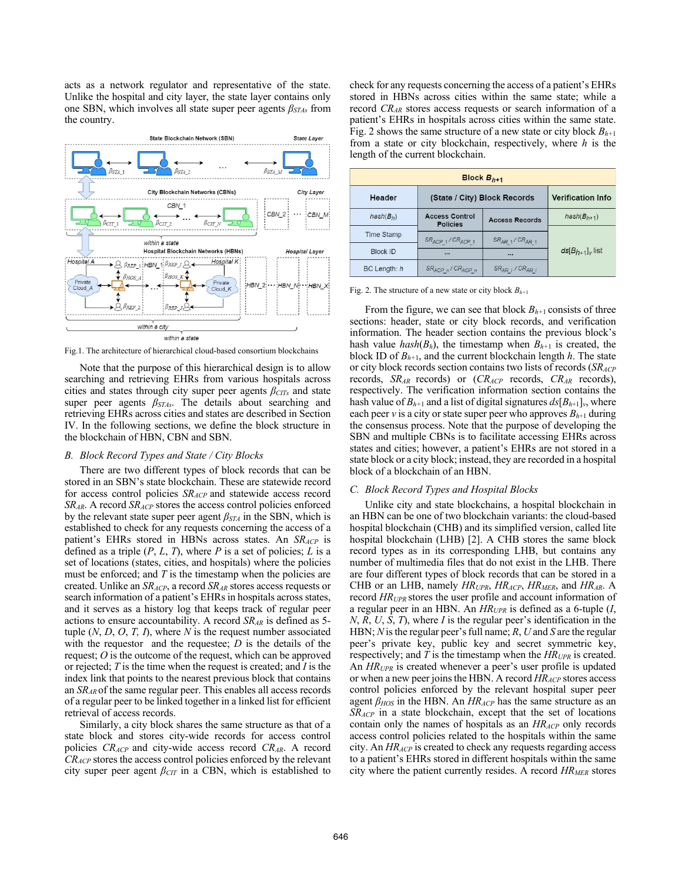acts as a network regulator and representative of the state. Unlike the hospital and city layer, the state layer contains only one SBN, which involves all state super peer agents $\beta_{STAs}$ from the country.

Fig.1. The architecture of hierarchical cloud-based consortium blockchains

Note that the purpose of this hierarchical design is to allow searching and retrieving EHRs from various hospitals across cities and states through city super peer agents $\beta_{CITs}$ and state super peer agents $\beta_{STAs}$. The details about searching and retrieving EHRs across cities and states are described in Section IV. In the following sections, we define the block structure in the blockchain of HBN, CBN and SBN.

### B. Block Record Types and State / City Blocks

There are two different types of block records that can be stored in an SBN's state blockchain. These are statewide record for access control policies $SR_{ACP}$ and statewide access record $SR_{AR}$. A record $SR_{ACP}$ stores the access control policies enforced by the relevant state super peer agent $\beta_{STA}$ in the SBN, which is established to check for any requests concerning the access of a patient's EHRs stored in HBNs across states. An $SR_{ACP}$ is defined as a triple ($P$, $L$, $T$), where $P$ is a set of policies; $L$ is a set of locations (states, cities, and hospitals) where the policies must be enforced; and $T$ is the timestamp when the policies are created. Unlike an $SR_{ACP}$, a record $SR_{AR}$ stores access requests or search information of a patient's EHRs in hospitals across states, and it serves as a history log that keeps track of regular peer actions to ensure accountability. A record $SR_{AR}$ is defined as 5-tuple ($N$, $D$, $O$, $T$, $I$), where $N$ is the request number associated with the requestor and the requestee; $D$ is the details of the request; $O$ is the outcome of the request, which can be approved or rejected; $T$ is the time when the request is created; and $I$ is the index link that points to the nearest previous block that contains an $SR_{AR}$ of the same regular peer. This enables all access records of a regular peer to be linked together in a linked list for efficient retrieval of access records.

Similarly, a city block shares the same structure as that of a state block and stores city-wide records for access control policies $CR_{ACP}$ and city-wide access record $CR_{AR}$. A record $CR_{ACP}$ stores the access control policies enforced by the relevant city super peer agent $\beta_{CIT}$ in a CBN, which is established to check for any requests concerning the access of a patient's EHRs stored in HBNs across cities within the same state; while a record $CR_{AR}$ stores access requests or search information of a patient's EHRs in hospitals across cities within the same state. Fig. 2 shows the same structure of a new state or city block $B_{h+1}$ from a state or city blockchain, respectively, where $h$ is the length of the current blockchain.

| Block $B_{h+1}$ | | | |
|---|---|---|---|
| **Header** | **(State / City) Block Records** | | **Verification Info** |
| $hash(B_h)$ | Access Control Policies | Access Records | $hash(B_{h+1})$ |
| Time Stamp | $SR_{ACP\_1}$ / $CR_{ACP\_1}$ | $SR_{AR\_1}$ / $CR_{AR\_1}$ | $ds[B_{h+1}]_v$ list |
| Block ID | ... | ... | |
| BC Length: $h$ | $SR_{ACP\_n}$ / $CR_{ACP\_n}$ | $SR_{AR\_l}$ / $CR_{AR\_l}$ | |

Fig. 2. The structure of a new state or city block $B_{h+1}$

From the figure, we can see that block $B_{h+1}$ consists of three sections: header, state or city block records, and verification information. The header section contains the previous block's hash value $hash(B_h)$, the timestamp when $B_{h+1}$ is created, the block ID of $B_{h+1}$, and the current blockchain length $h$. The state or city block records section contains two lists of records ($SR_{ACP}$ records, $SR_{AR}$ records) or ($CR_{ACP}$ records, $CR_{AR}$ records), respectively. The verification information section contains the hash value of $B_{h+1}$ and a list of digital signatures $ds[B_{h+1}]_v$, where each peer $v$ is a city or state super peer who approves $B_{h+1}$ during the consensus process. Note that the purpose of developing the SBN and multiple CBNs is to facilitate accessing EHRs across states and cities; however, a patient's EHRs are not stored in a state block or a city block; instead, they are recorded in a hospital block of a blockchain of an HBN.

### C. Block Record Types and Hospital Blocks

Unlike city and state blockchains, a hospital blockchain in an HBN can be one of two blockchain variants: the cloud-based hospital blockchain (CHB) and its simplified version, called lite hospital blockchain (LHB) [2]. A CHB stores the same block record types as in its corresponding LHB, but contains any number of multimedia files that do not exist in the LHB. There are four different types of block records that can be stored in a CHB or an LHB, namely $HR_{UPR}$, $HR_{ACP}$, $HR_{MER}$, and $HR_{AR}$. A record $HR_{UPR}$ stores the user profile and account information of a regular peer in an HBN. An $HR_{UPR}$ is defined as a 6-tuple ($I$, $N$, $R$, $U$, $S$, $T$), where $I$ is the regular peer's identification in the HBN; $N$ is the regular peer's full name; $R$, $U$ and $S$ are the regular peer's private key, public key and secret symmetric key, respectively; and $T$ is the timestamp when the $HR_{UPR}$ is created. An $HR_{UPR}$ is created whenever a peer's user profile is updated or when a new peer joins the HBN. A record $HR_{ACP}$ stores access control policies enforced by the relevant hospital super peer agent $\beta_{HOS}$ in the HBN. An $HR_{ACP}$ has the same structure as an $SR_{ACP}$ in a state blockchain, except that the set of locations contain only the names of hospitals as an $HR_{ACP}$ only records access control policies related to the hospitals within the same city. An $HR_{ACP}$ is created to check any requests regarding access to a patient's EHRs stored in different hospitals within the same city where the patient currently resides. A record $HR_{MER}$ stores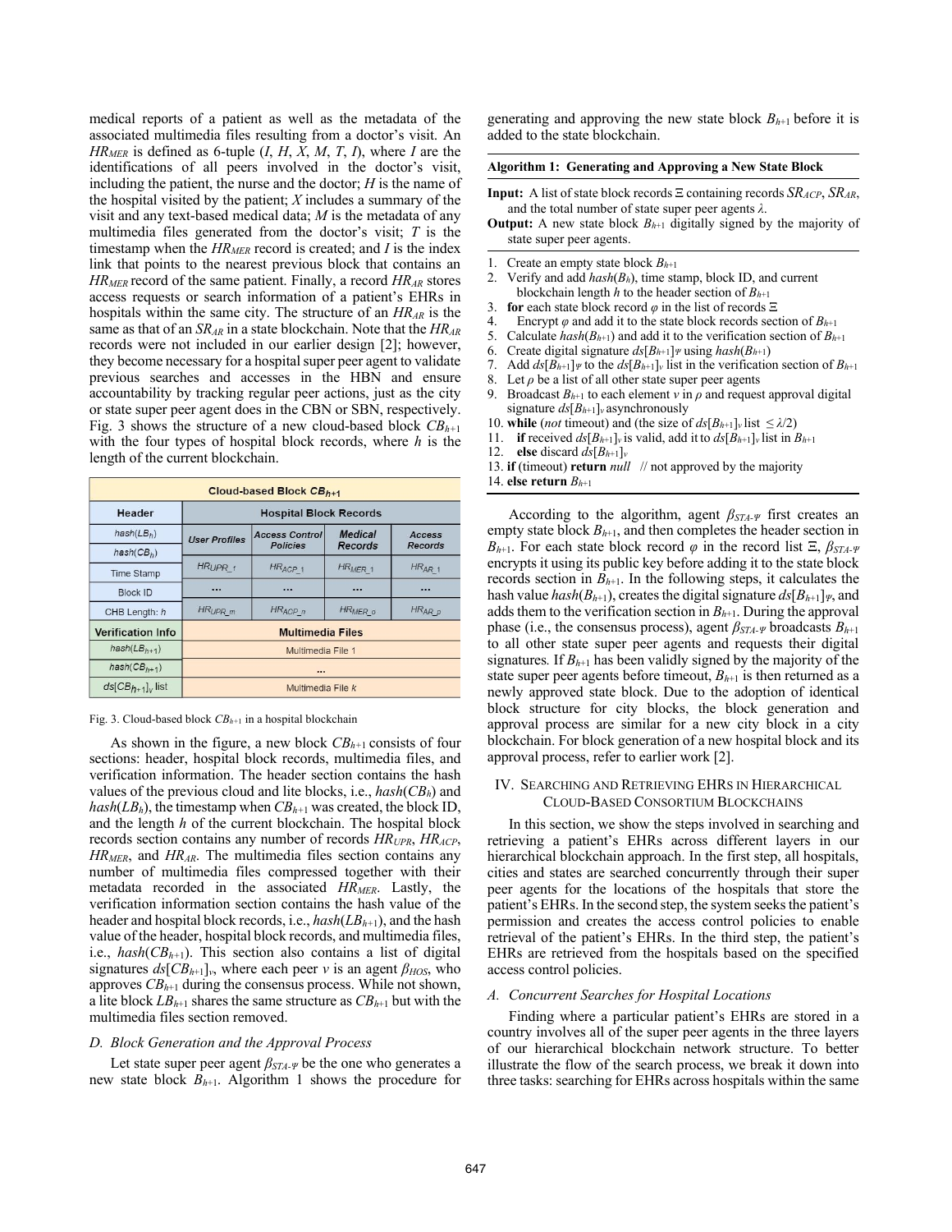medical reports of a patient as well as the metadata of the associated multimedia files resulting from a doctor's visit. An $HR_{MER}$ is defined as 6-tuple ($I$, $H$, $X$, $M$, $T$, $I$), where $I$ are the identifications of all peers involved in the doctor's visit, including the patient, the nurse and the doctor; $H$ is the name of the hospital visited by the patient; $X$ includes a summary of the visit and any text-based medical data; $M$ is the metadata of any multimedia files generated from the doctor's visit; $T$ is the timestamp when the $HR_{MER}$ record is created; and $I$ is the index link that points to the nearest previous block that contains an $HR_{MER}$ record of the same patient. Finally, a record $HR_{AR}$ stores access requests or search information of a patient's EHRs in hospitals within the same city. The structure of an $HR_{AR}$ is the same as that of an $SR_{AR}$ in a state blockchain. Note that the $HR_{AR}$ records were not included in our earlier design [2]; however, they become necessary for a hospital super peer agent to validate previous searches and accesses in the HBN and ensure accountability by tracking regular peer actions, just as the city or state super peer agent does in the CBN or SBN, respectively. Fig. 3 shows the structure of a new cloud-based block $CB_{h+1}$ with the four types of hospital block records, where $h$ is the length of the current blockchain.

| Cloud-based Block $CB_{h+1}$ | | | | |
|---|---|---|---|---|
| **Header** | **Hospital Block Records** | | | |
| $hash(LB_h)$ | User Profiles | Access Control Policies | Medical Records | Access Records |
| $hash(CB_h)$ | | | | |
| Time Stamp | $HR_{UPR\_1}$ | $HR_{ACP\_1}$ | $HR_{MER\_1}$ | $HR_{AR\_1}$ |
| Block ID | ... | ... | ... | ... |
| CHB Length: $h$ | $HR_{UPR\_m}$ | $HR_{ACP\_n}$ | $HR_{MER\_o}$ | $HR_{AR\_p}$ |
| **Verification Info** | **Multimedia Files** | | | |
| $hash(LB_{h+1})$ | Multimedia File 1 | | | |
| $hash(CB_{h+1})$ | ... | | | |
| $ds[CB_{h+1}]_v$ list | Multimedia File $k$ | | | |

Fig. 3. Cloud-based block $CB_{h+1}$ in a hospital blockchain

As shown in the figure, a new block $CB_{h+1}$ consists of four sections: header, hospital block records, multimedia files, and verification information. The header section contains the hash values of the previous cloud and lite blocks, i.e., $hash(CB_h)$ and $hash(LB_h)$, the timestamp when $CB_{h+1}$ was created, the block ID, and the length $h$ of the current blockchain. The hospital block records section contains any number of records $HR_{UPR}$, $HR_{ACP}$, $HR_{MER}$, and $HR_{AR}$. The multimedia files section contains any number of multimedia files compressed together with their metadata recorded in the associated $HR_{MER}$. Lastly, the verification information section contains the hash value of the header and hospital block records, i.e., $hash(LB_{h+1})$, and the hash value of the header, hospital block records, and multimedia files, i.e., $hash(CB_{h+1})$. This section also contains a list of digital signatures $ds[CB_{h+1}]_v$, where each peer $v$ is an agent $\beta_{HOS}$, who approves $CB_{h+1}$ during the consensus process. While not shown, a lite block $LB_{h+1}$ shares the same structure as $CB_{h+1}$ but with the multimedia files section removed.

### D. Block Generation and the Approval Process

Let state super peer agent $\beta_{STA\text{-}\Psi}$ be the one who generates a new state block $B_{h+1}$. Algorithm 1 shows the procedure for generating and approving the new state block $B_{h+1}$ before it is added to the state blockchain.

---

**Algorithm 1: Generating and Approving a New State Block**

---

**Input:** A list of state block records $\Xi$ containing records $SR_{ACP}$, $SR_{AR}$, and the total number of state super peer agents $\lambda$.
**Output:** A new state block $B_{h+1}$ digitally signed by the majority of state super peer agents.

---

1. Create an empty state block $B_{h+1}$
2. Verify and add $hash(B_h)$, time stamp, block ID, and current blockchain length $h$ to the header section of $B_{h+1}$
3. **for** each state block record $\varphi$ in the list of records $\Xi$
4. Encrypt $\varphi$ and add it to the state block records section of $B_{h+1}$
5. Calculate $hash(B_{h+1})$ and add it to the verification section of $B_{h+1}$
6. Create digital signature $ds[B_{h+1}]_\Psi$ using $hash(B_{h+1})$
7. Add $ds[B_{h+1}]_\Psi$ to the $ds[B_{h+1}]_v$ list in the verification section of $B_{h+1}$
8. Let $\rho$ be a list of all other state super peer agents
9. Broadcast $B_{h+1}$ to each element $v$ in $\rho$ and request approval digital signature $ds[B_{h+1}]_v$ asynchronously
10. **while** (*not* timeout) and (the size of $ds[B_{h+1}]_v$ list $\leq \lambda/2$)
11. **if** received $ds[B_{h+1}]_v$ is valid, add it to $ds[B_{h+1}]_v$ list in $B_{h+1}$
12. **else** discard $ds[B_{h+1}]_v$
13. **if** (timeout) **return** *null* // not approved by the majority
14. **else return** $B_{h+1}$

---

According to the algorithm, agent $\beta_{STA\text{-}\Psi}$ first creates an empty state block $B_{h+1}$, and then completes the header section in $B_{h+1}$. For each state block record $\varphi$ in the record list $\Xi$, $\beta_{STA\text{-}\Psi}$ encrypts it using its public key before adding it to the state block records section in $B_{h+1}$. In the following steps, it calculates the hash value $hash(B_{h+1})$, creates the digital signature $ds[B_{h+1}]_\Psi$, and adds them to the verification section in $B_{h+1}$. During the approval phase (i.e., the consensus process), agent $\beta_{STA\text{-}\Psi}$ broadcasts $B_{h+1}$ to all other state super peer agents and requests their digital signatures. If $B_{h+1}$ has been validly signed by the majority of the state super peer agents before timeout, $B_{h+1}$ is then returned as a newly approved state block. Due to the adoption of identical block structure for city blocks, the block generation and approval process are similar for a new city block in a city blockchain. For block generation of a new hospital block and its approval process, refer to earlier work [2].

## IV. Searching and Retrieving EHRs in Hierarchical Cloud-Based Consortium Blockchains

In this section, we show the steps involved in searching and retrieving a patient's EHRs across different layers in our hierarchical blockchain approach. In the first step, all hospitals, cities and states are searched concurrently through their super peer agents for the locations of the hospitals that store the patient's EHRs. In the second step, the system seeks the patient's permission and creates the access control policies to enable retrieval of the patient's EHRs. In the third step, the patient's EHRs are retrieved from the hospitals based on the specified access control policies.

### A. Concurrent Searches for Hospital Locations

Finding where a particular patient's EHRs are stored in a country involves all of the super peer agents in the three layers of our hierarchical blockchain network structure. To better illustrate the flow of the search process, we break it down into three tasks: searching for EHRs across hospitals within the same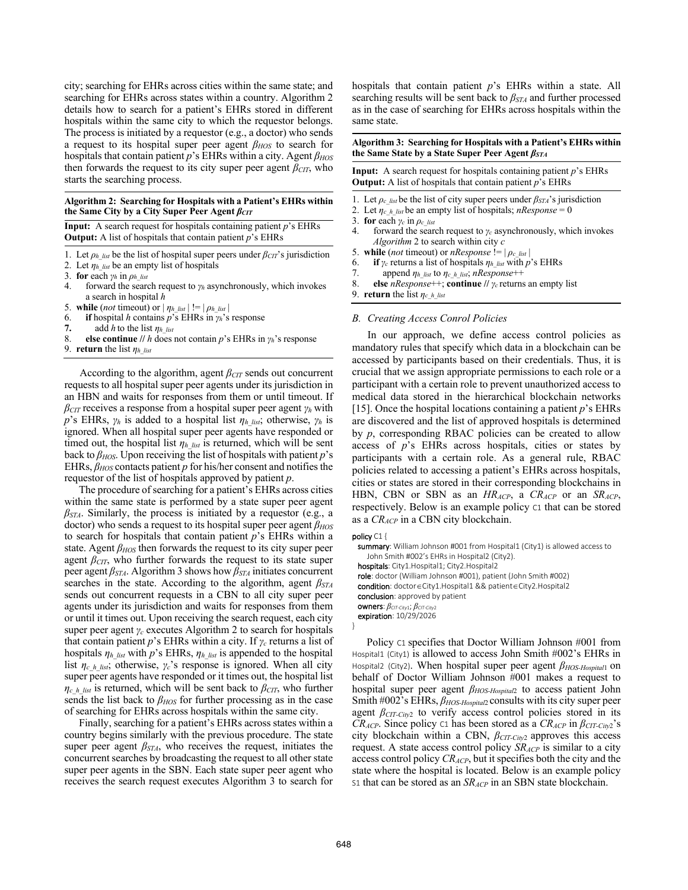city; searching for EHRs across cities within the same state; and searching for EHRs across states within a country. Algorithm 2 details how to search for a patient's EHRs stored in different hospitals within the same city to which the requestor belongs. The process is initiated by a requestor (e.g., a doctor) who sends a request to its hospital super peer agent $\beta_{HOS}$ to search for hospitals that contain patient *p*'s EHRs within a city. Agent $\beta_{HOS}$ then forwards the request to its city super peer agent $\beta_{CIT}$, who starts the searching process.

**Algorithm 2: Searching for Hospitals with a Patient's EHRs within the Same City by a City Super Peer Agent $\beta_{CIT}$**

**Input:** A search request for hospitals containing patient *p*'s EHRs
**Output:** A list of hospitals that contain patient *p*'s EHRs

1. Let $\rho_{h\_list}$ be the list of hospital super peers under $\beta_{CIT}$'s jurisdiction
2. Let $\eta_{h\_list}$ be an empty list of hospitals
3. **for** each $\gamma_h$ in $\rho_{h\_list}$
4. forward the search request to $\gamma_h$ asynchronously, which invokes a search in hospital *h*
5. **while** (*not* timeout) or $|\eta_{h\_list}| \mathrel{!=} |\rho_{h\_list}|$
6. **if** hospital *h* contains *p*'s EHRs in $\gamma_h$'s response
7. add *h* to the list $\eta_{h\_list}$
8. **else continue** // *h* does not contain *p*'s EHRs in $\gamma_h$'s response
9. **return** the list $\eta_{h\_list}$

According to the algorithm, agent $\beta_{CIT}$ sends out concurrent requests to all hospital super peer agents under its jurisdiction in an HBN and waits for responses from them or until timeout. If $\beta_{CIT}$ receives a response from a hospital super peer agent $\gamma_h$ with *p*'s EHRs, $\gamma_h$ is added to a hospital list $\eta_{h\_list}$; otherwise, $\gamma_h$ is ignored. When all hospital super peer agents have responded or timed out, the hospital list $\eta_{h\_list}$ is returned, which will be sent back to $\beta_{HOS}$. Upon receiving the list of hospitals with patient *p*'s EHRs, $\beta_{HOS}$ contacts patient *p* for his/her consent and notifies the requestor of the list of hospitals approved by patient *p*.

The procedure of searching for a patient's EHRs across cities within the same state is performed by a state super peer agent $\beta_{STA}$. Similarly, the process is initiated by a requestor (e.g., a doctor) who sends a request to its hospital super peer agent $\beta_{HOS}$ to search for hospitals that contain patient *p*'s EHRs within a state. Agent $\beta_{HOS}$ then forwards the request to its city super peer agent $\beta_{CIT}$, who further forwards the request to its state super peer agent $\beta_{STA}$. Algorithm 3 shows how $\beta_{STA}$ initiates concurrent searches in the state. According to the algorithm, agent $\beta_{STA}$ sends out concurrent requests in a CBN to all city super peer agents under its jurisdiction and waits for responses from them or until it times out. Upon receiving the search request, each city super peer agent $\gamma_c$ executes Algorithm 2 to search for hospitals that contain patient *p*'s EHRs within a city. If $\gamma_c$ returns a list of hospitals $\eta_{h\_list}$ with *p*'s EHRs, $\eta_{h\_list}$ is appended to the hospital list $\eta_{c\_h\_list}$; otherwise, $\gamma_c$'s response is ignored. When all city super peer agents have responded or it times out, the hospital list $\eta_{c\_h\_list}$ is returned, which will be sent back to $\beta_{CIT}$, who further sends the list back to $\beta_{HOS}$ for further processing as in the case of searching for EHRs across hospitals within the same city.

Finally, searching for a patient's EHRs across states within a country begins similarly with the previous procedure. The state super peer agent $\beta_{STA}$, who receives the request, initiates the concurrent searches by broadcasting the request to all other state super peer agents in the SBN. Each state super peer agent who receives the search request executes Algorithm 3 to search for hospitals that contain patient *p*'s EHRs within a state. All searching results will be sent back to $\beta_{STA}$ and further processed as in the case of searching for EHRs across hospitals within the same state.

**Algorithm 3: Searching for Hospitals with a Patient's EHRs within the Same State by a State Super Peer Agent $\beta_{STA}$**

**Input:** A search request for hospitals containing patient *p*'s EHRs
**Output:** A list of hospitals that contain patient *p*'s EHRs

1. Let $\rho_{c\_list}$ be the list of city super peers under $\beta_{STA}$'s jurisdiction
2. Let $\eta_{c\_h\_list}$ be an empty list of hospitals; *nResponse* = 0
3. **for** each $\gamma_c$ in $\rho_{c\_list}$
4. forward the search request to $\gamma_c$ asynchronously, which invokes *Algorithm* 2 to search within city *c*
5. **while** (*not* timeout) or *nResponse* != $|\rho_{c\_list}|$
6. **if** $\gamma_c$ returns a list of hospitals $\eta_{h\_list}$ with *p*'s EHRs
7. append $\eta_{h\_list}$ to $\eta_{c\_h\_list}$; *nResponse*++
8. **else** *nResponse*++; **continue** // $\gamma_c$ returns an empty list
9. **return** the list $\eta_{c\_h\_list}$

### *B. Creating Access Conrol Policies*

In our approach, we define access control policies as mandatory rules that specify which data in a blockchain can be accessed by participants based on their credentials. Thus, it is crucial that we assign appropriate permissions to each role or a participant with a certain role to prevent unauthorized access to medical data stored in the hierarchical blockchain networks [15]. Once the hospital locations containing a patient *p*'s EHRs are discovered and the list of approved hospitals is determined by *p*, corresponding RBAC policies can be created to allow access of *p*'s EHRs across hospitals, cities or states by participants with a certain role. As a general rule, RBAC policies related to accessing a patient's EHRs across hospitals, cities or states are stored in their corresponding blockchains in HBN, CBN or SBN as an $HR_{ACP}$, a $CR_{ACP}$ or an $SR_{ACP}$, respectively. Below is an example policy C1 that can be stored as a $CR_{ACP}$ in a CBN city blockchain.

```
policy C1 {
  summary: William Johnson #001 from Hospital1 (City1) is allowed access to
    John Smith #002's EHRs in Hospital2 (City2).
  hospitals: City1.Hospital1; City2.Hospital2
  role: doctor (William Johnson #001), patient (John Smith #002)
  condition: doctor∈City1.Hospital1 && patient∈City2.Hospital2
  conclusion: approved by patient
  owners: βCIT-City1; βCIT-City2
  expiration: 10/29/2026
}
```

Policy C1 specifies that Doctor William Johnson #001 from Hospital1 (City1) is allowed to access John Smith #002's EHRs in Hospital2 (City2). When hospital super peer agent $\beta_{HOS\text{-}Hospital1}$ on behalf of Doctor William Johnson #001 makes a request to hospital super peer agent $\beta_{HOS\text{-}Hospital2}$ to access patient John Smith #002's EHRs, $\beta_{HOS\text{-}Hospital2}$ consults with its city super peer agent $\beta_{CIT\text{-}City2}$ to verify access control policies stored in its $CR_{ACP}$. Since policy C1 has been stored as a $CR_{ACP}$ in $\beta_{CIT\text{-}City2}$'s city blockchain within a CBN, $\beta_{CIT\text{-}City2}$ approves this access request. A state access control policy $SR_{ACP}$ is similar to a city access control policy $CR_{ACP}$, but it specifies both the city and the state where the hospital is located. Below is an example policy S1 that can be stored as an $SR_{ACP}$ in an SBN state blockchain.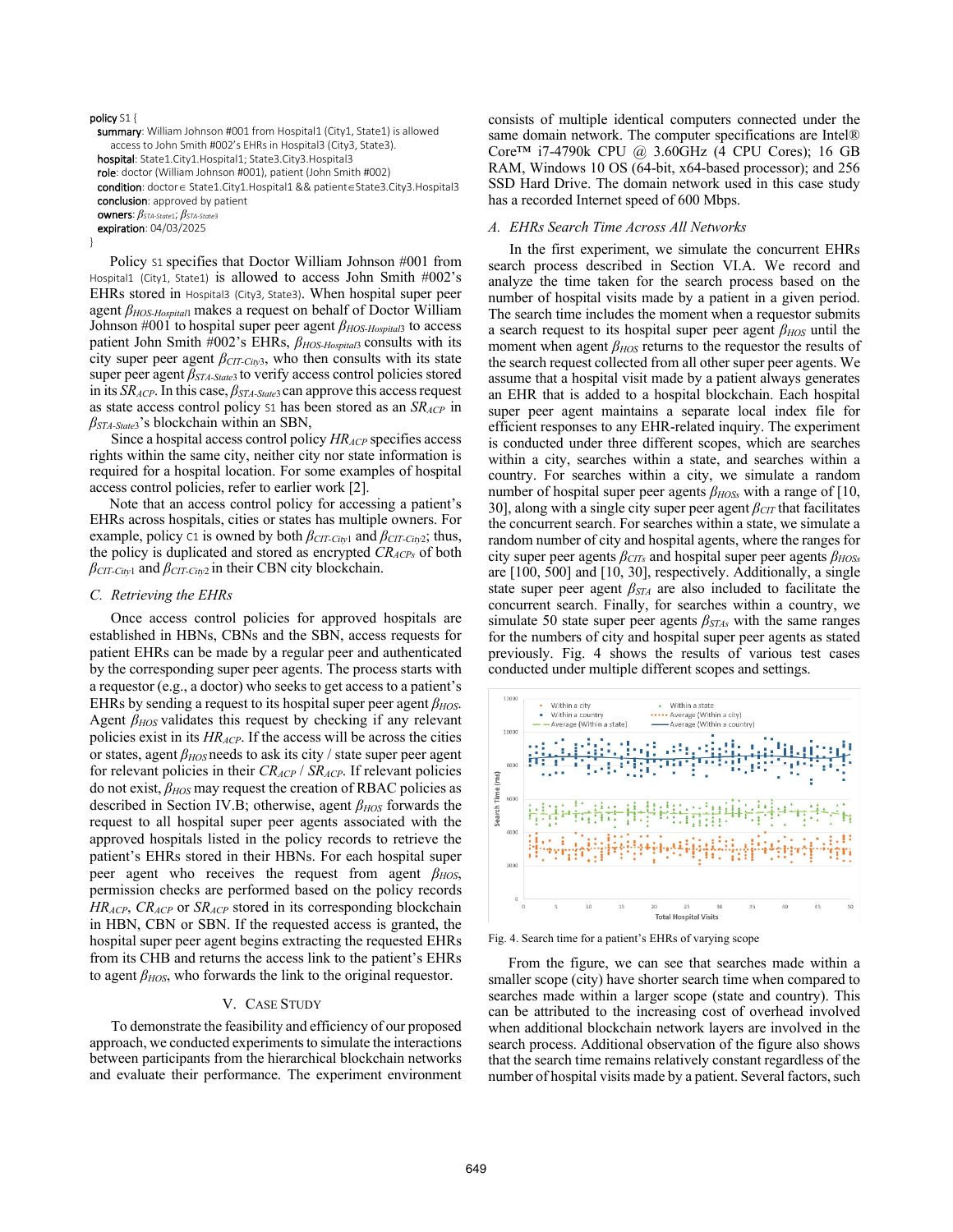```
policy S1 {
  summary: William Johnson #001 from Hospital1 (City1, State1) is allowed
      access to John Smith #002's EHRs in Hospital3 (City3, State3).
  hospital: State1.City1.Hospital1; State3.City3.Hospital3
  role: doctor (William Johnson #001), patient (John Smith #002)
  condition: doctor∈ State1.City1.Hospital1 && patient∈State3.City3.Hospital3
  conclusion: approved by patient
  owners: β_STA-State1; β_STA-State3
  expiration: 04/03/2025
}
```

Policy S1 specifies that Doctor William Johnson #001 from Hospital1 (City1, State1) is allowed to access John Smith #002's EHRs stored in Hospital3 (City3, State3). When hospital super peer agent $\beta_{HOS\text{-}Hospital1}$ makes a request on behalf of Doctor William Johnson #001 to hospital super peer agent $\beta_{HOS\text{-}Hospital3}$ to access patient John Smith #002's EHRs, $\beta_{HOS\text{-}Hospital3}$ consults with its city super peer agent $\beta_{CIT\text{-}City3}$, who then consults with its state super peer agent $\beta_{STA\text{-}State3}$ to verify access control policies stored in its $SR_{ACP}$. In this case, $\beta_{STA\text{-}State3}$ can approve this access request as state access control policy S1 has been stored as an $SR_{ACP}$ in $\beta_{STA\text{-}State3}$'s blockchain within an SBN,

Since a hospital access control policy $HR_{ACP}$ specifies access rights within the same city, neither city nor state information is required for a hospital location. For some examples of hospital access control policies, refer to earlier work [2].

Note that an access control policy for accessing a patient's EHRs across hospitals, cities or states has multiple owners. For example, policy C1 is owned by both $\beta_{CIT\text{-}City1}$ and $\beta_{CIT\text{-}City2}$; thus, the policy is duplicated and stored as encrypted $CR_{ACPs}$ of both $\beta_{CIT\text{-}City1}$ and $\beta_{CIT\text{-}City2}$ in their CBN city blockchain.

### C. Retrieving the EHRs

Once access control policies for approved hospitals are established in HBNs, CBNs and the SBN, access requests for patient EHRs can be made by a regular peer and authenticated by the corresponding super peer agents. The process starts with a requestor (e.g., a doctor) who seeks to get access to a patient's EHRs by sending a request to its hospital super peer agent $\beta_{HOS}$. Agent $\beta_{HOS}$ validates this request by checking if any relevant policies exist in its $HR_{ACP}$. If the access will be across the cities or states, agent $\beta_{HOS}$ needs to ask its city / state super peer agent for relevant policies in their $CR_{ACP}$ / $SR_{ACP}$. If relevant policies do not exist, $\beta_{HOS}$ may request the creation of RBAC policies as described in Section IV.B; otherwise, agent $\beta_{HOS}$ forwards the request to all hospital super peer agents associated with the approved hospitals listed in the policy records to retrieve the patient's EHRs stored in their HBNs. For each hospital super peer agent who receives the request from agent $\beta_{HOS}$, permission checks are performed based on the policy records $HR_{ACP}$, $CR_{ACP}$ or $SR_{ACP}$ stored in its corresponding blockchain in HBN, CBN or SBN. If the requested access is granted, the hospital super peer agent begins extracting the requested EHRs from its CHB and returns the access link to the patient's EHRs to agent $\beta_{HOS}$, who forwards the link to the original requestor.

## V. Case Study

To demonstrate the feasibility and efficiency of our proposed approach, we conducted experiments to simulate the interactions between participants from the hierarchical blockchain networks and evaluate their performance. The experiment environment consists of multiple identical computers connected under the same domain network. The computer specifications are Intel® Core™ i7-4790k CPU @ 3.60GHz (4 CPU Cores); 16 GB RAM, Windows 10 OS (64-bit, x64-based processor); and 256 SSD Hard Drive. The domain network used in this case study has a recorded Internet speed of 600 Mbps.

### A. EHRs Search Time Across All Networks

In the first experiment, we simulate the concurrent EHRs search process described in Section VI.A. We record and analyze the time taken for the search process based on the number of hospital visits made by a patient in a given period. The search time includes the moment when a requestor submits a search request to its hospital super peer agent $\beta_{HOS}$ until the moment when agent $\beta_{HOS}$ returns to the requestor the results of the search request collected from all other super peer agents. We assume that a hospital visit made by a patient always generates an EHR that is added to a hospital blockchain. Each hospital super peer agent maintains a separate local index file for efficient responses to any EHR-related inquiry. The experiment is conducted under three different scopes, which are searches within a city, searches within a state, and searches within a country. For searches within a city, we simulate a random number of hospital super peer agents $\beta_{HOSs}$ with a range of [10, 30], along with a single city super peer agent $\beta_{CIT}$ that facilitates the concurrent search. For searches within a state, we simulate a random number of city and hospital agents, where the ranges for city super peer agents $\beta_{CITs}$ and hospital super peer agents $\beta_{HOSs}$ are [100, 500] and [10, 30], respectively. Additionally, a single state super peer agent $\beta_{STA}$ are also included to facilitate the concurrent search. Finally, for searches within a country, we simulate 50 state super peer agents $\beta_{STAs}$ with the same ranges for the numbers of city and hospital super peer agents as stated previously. Fig. 4 shows the results of various test cases conducted under multiple different scopes and settings.

Within a city
Within a state
Within a country
Average (Within a city)
Average (Within a state)
Average (Within a country)
Search Time (ms)
12000
10000
8000
6000
4000
2000
0
0 5 10 15 20 25 30 35 40 45 50
Total Hospital Visits

Fig. 4. Search time for a patient's EHRs of varying scope

From the figure, we can see that searches made within a smaller scope (city) have shorter search time when compared to searches made within a larger scope (state and country). This can be attributed to the increasing cost of overhead involved when additional blockchain network layers are involved in the search process. Additional observation of the figure also shows that the search time remains relatively constant regardless of the number of hospital visits made by a patient. Several factors, such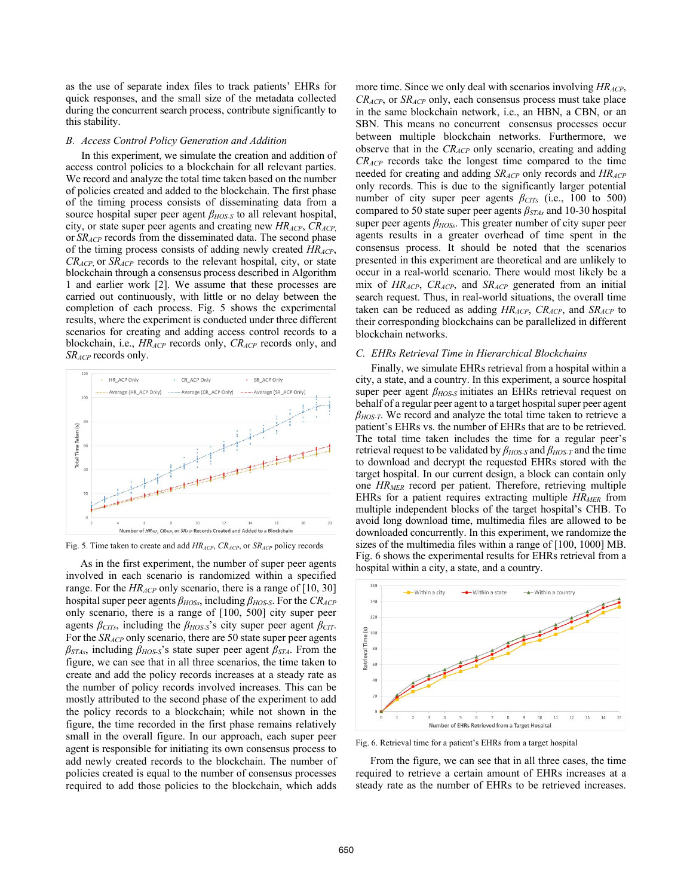as the use of separate index files to track patients' EHRs for quick responses, and the small size of the metadata collected during the concurrent search process, contribute significantly to this stability.

### B. Access Control Policy Generation and Addition

In this experiment, we simulate the creation and addition of access control policies to a blockchain for all relevant parties. We record and analyze the total time taken based on the number of policies created and added to the blockchain. The first phase of the timing process consists of disseminating data from a source hospital super peer agent $\beta_{HOS\text{-}S}$ to all relevant hospital, city, or state super peer agents and creating new $HR_{ACP}$, $CR_{ACP}$, or $SR_{ACP}$ records from the disseminated data. The second phase of the timing process consists of adding newly created $HR_{ACP}$, $CR_{ACP}$, or $SR_{ACP}$ records to the relevant hospital, city, or state blockchain through a consensus process described in Algorithm 1 and earlier work [2]. We assume that these processes are carried out continuously, with little or no delay between the completion of each process. Fig. 5 shows the experimental results, where the experiment is conducted under three different scenarios for creating and adding access control records to a blockchain, i.e., $HR_{ACP}$ records only, $CR_{ACP}$ records only, and $SR_{ACP}$ records only.

120
100
80
60
40
20
0
Total Time Taken (s)
HR_ACP Only
CR_ACP Only
SR_ACP Only
Average (HR_ACP Only)
Average (CR_ACP Only)
Average (SR_ACP Only)
2 4 6 8 10 12 14 16 18 20
Number of $HR_{ACP}$, $CR_{ACP}$, or $SR_{ACP}$ Records Created and Added to a Blockchain

Fig. 5. Time taken to create and add $HR_{ACP}$, $CR_{ACP}$, or $SR_{ACP}$ policy records

As in the first experiment, the number of super peer agents involved in each scenario is randomized within a specified range. For the $HR_{ACP}$ only scenario, there is a range of [10, 30] hospital super peer agents $\beta_{HOSs}$, including $\beta_{HOS\text{-}S}$. For the $CR_{ACP}$ only scenario, there is a range of [100, 500] city super peer agents $\beta_{CITs}$, including the $\beta_{HOS\text{-}S}$'s city super peer agent $\beta_{CIT}$. For the $SR_{ACP}$ only scenario, there are 50 state super peer agents $\beta_{STAs}$, including $\beta_{HOS\text{-}S}$'s state super peer agent $\beta_{STA}$. From the figure, we can see that in all three scenarios, the time taken to create and add the policy records increases at a steady rate as the number of policy records involved increases. This can be mostly attributed to the second phase of the experiment to add the policy records to a blockchain; while not shown in the figure, the time recorded in the first phase remains relatively small in the overall figure. In our approach, each super peer agent is responsible for initiating its own consensus process to add newly created records to the blockchain. The number of policies created is equal to the number of consensus processes required to add those policies to the blockchain, which adds more time. Since we only deal with scenarios involving $HR_{ACP}$, $CR_{ACP}$, or $SR_{ACP}$ only, each consensus process must take place in the same blockchain network, i.e., an HBN, a CBN, or an SBN. This means no concurrent consensus processes occur between multiple blockchain networks. Furthermore, we observe that in the $CR_{ACP}$ only scenario, creating and adding $CR_{ACP}$ records take the longest time compared to the time needed for creating and adding $SR_{ACP}$ only records and $HR_{ACP}$ only records. This is due to the significantly larger potential number of city super peer agents $\beta_{CITs}$ (i.e., 100 to 500) compared to 50 state super peer agents $\beta_{STAs}$ and 10-30 hospital super peer agents $\beta_{HOSs}$. This greater number of city super peer agents results in a greater overhead of time spent in the consensus process. It should be noted that the scenarios presented in this experiment are theoretical and are unlikely to occur in a real-world situation. There would most likely be a mix of $HR_{ACP}$, $CR_{ACP}$, and $SR_{ACP}$ generated from an initial search request. Thus, in real-world situations, the overall time taken can be reduced as adding $HR_{ACP}$, $CR_{ACP}$, and $SR_{ACP}$ to their corresponding blockchains can be parallelized in different blockchain networks.

### C. EHRs Retrieval Time in Hierarchical Blockchains

Finally, we simulate EHRs retrieval from a hospital within a city, a state, and a country. In this experiment, a source hospital super peer agent $\beta_{HOS\text{-}S}$ initiates an EHRs retrieval request on behalf of a regular peer agent to a target hospital super peer agent $\beta_{HOS\text{-}T}$. We record and analyze the total time taken to retrieve a patient's EHRs vs. the number of EHRs that are to be retrieved. The total time taken includes the time for a regular peer's retrieval request to be validated by $\beta_{HOS\text{-}S}$ and $\beta_{HOS\text{-}T}$ and the time to download and decrypt the requested EHRs stored with the target hospital. In our current design, a block can contain only one $HR_{MER}$ record per patient. Therefore, retrieving multiple EHRs for a patient requires extracting multiple $HR_{MER}$ from multiple independent blocks of the target hospital's CHB. To avoid long download time, multimedia files are allowed to be downloaded concurrently. In this experiment, we randomize the sizes of the multimedia files within a range of [100, 1000] MB. Fig. 6 shows the experimental results for EHRs retrieval from a hospital within a city, a state, and a country.

160
140
120
100
80
60
40
20
0
Retrieval Time (s)
Within a city
Within a state
Within a country
0 1 2 3 4 5 6 7 8 9 10 11 12 13 14 15
Number of EHRs Retrieved from a Target Hospital

Fig. 6. Retrieval time for a patient's EHRs from a target hospital

From the figure, we can see that in all three cases, the time required to retrieve a certain amount of EHRs increases at a steady rate as the number of EHRs to be retrieved increases.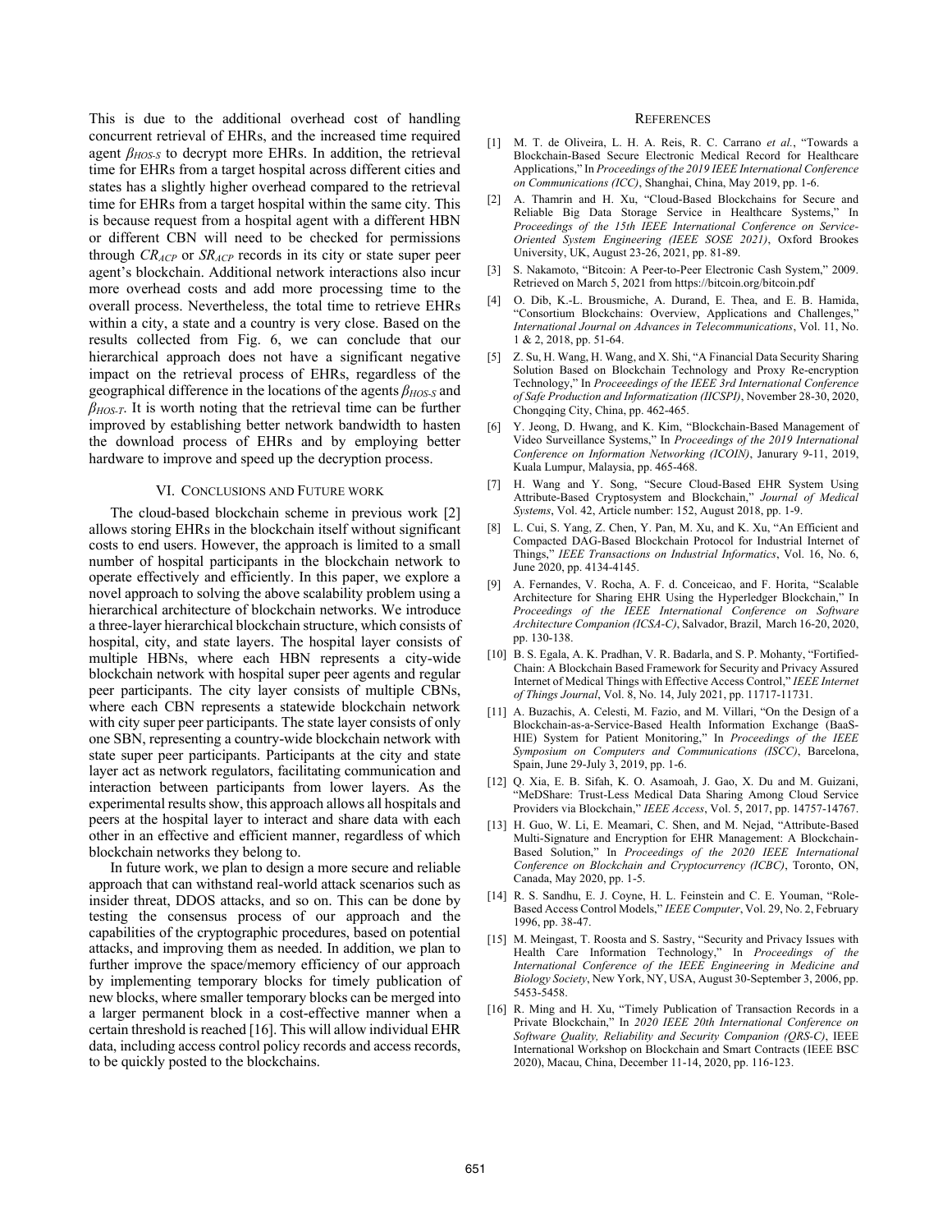This is due to the additional overhead cost of handling concurrent retrieval of EHRs, and the increased time required agent $\beta_{HOS\text{-}S}$ to decrypt more EHRs. In addition, the retrieval time for EHRs from a target hospital across different cities and states has a slightly higher overhead compared to the retrieval time for EHRs from a target hospital within the same city. This is because request from a hospital agent with a different HBN or different CBN will need to be checked for permissions through $CR_{ACP}$ or $SR_{ACP}$ records in its city or state super peer agent's blockchain. Additional network interactions also incur more overhead costs and add more processing time to the overall process. Nevertheless, the total time to retrieve EHRs within a city, a state and a country is very close. Based on the results collected from Fig. 6, we can conclude that our hierarchical approach does not have a significant negative impact on the retrieval process of EHRs, regardless of the geographical difference in the locations of the agents $\beta_{HOS\text{-}S}$ and $\beta_{HOS\text{-}T}$. It is worth noting that the retrieval time can be further improved by establishing better network bandwidth to hasten the download process of EHRs and by employing better hardware to improve and speed up the decryption process.

## VI. Conclusions and Future work

The cloud-based blockchain scheme in previous work [2] allows storing EHRs in the blockchain itself without significant costs to end users. However, the approach is limited to a small number of hospital participants in the blockchain network to operate effectively and efficiently. In this paper, we explore a novel approach to solving the above scalability problem using a hierarchical architecture of blockchain networks. We introduce a three-layer hierarchical blockchain structure, which consists of hospital, city, and state layers. The hospital layer consists of multiple HBNs, where each HBN represents a city-wide blockchain network with hospital super peer agents and regular peer participants. The city layer consists of multiple CBNs, where each CBN represents a statewide blockchain network with city super peer participants. The state layer consists of only one SBN, representing a country-wide blockchain network with state super peer participants. Participants at the city and state layer act as network regulators, facilitating communication and interaction between participants from lower layers. As the experimental results show, this approach allows all hospitals and peers at the hospital layer to interact and share data with each other in an effective and efficient manner, regardless of which blockchain networks they belong to.

In future work, we plan to design a more secure and reliable approach that can withstand real-world attack scenarios such as insider threat, DDOS attacks, and so on. This can be done by testing the consensus process of our approach and the capabilities of the cryptographic procedures, based on potential attacks, and improving them as needed. In addition, we plan to further improve the space/memory efficiency of our approach by implementing temporary blocks for timely publication of new blocks, where smaller temporary blocks can be merged into a larger permanent block in a cost-effective manner when a certain threshold is reached [16]. This will allow individual EHR data, including access control policy records and access records, to be quickly posted to the blockchains.

## References

[1] M. T. de Oliveira, L. H. A. Reis, R. C. Carrano *et al.*, "Towards a Blockchain-Based Secure Electronic Medical Record for Healthcare Applications," In *Proceedings of the 2019 IEEE International Conference on Communications (ICC)*, Shanghai, China, May 2019, pp. 1-6.

[2] A. Thamrin and H. Xu, "Cloud-Based Blockchains for Secure and Reliable Big Data Storage Service in Healthcare Systems," In *Proceedings of the 15th IEEE International Conference on Service-Oriented System Engineering (IEEE SOSE 2021)*, Oxford Brookes University, UK, August 23-26, 2021, pp. 81-89.

[3] S. Nakamoto, "Bitcoin: A Peer-to-Peer Electronic Cash System," 2009. Retrieved on March 5, 2021 from https://bitcoin.org/bitcoin.pdf

[4] O. Dib, K.-L. Brousmiche, A. Durand, E. Thea, and E. B. Hamida, "Consortium Blockchains: Overview, Applications and Challenges," *International Journal on Advances in Telecommunications*, Vol. 11, No. 1 & 2, 2018, pp. 51-64.

[5] Z. Su, H. Wang, H. Wang, and X. Shi, "A Financial Data Security Sharing Solution Based on Blockchain Technology and Proxy Re-encryption Technology," In *Proceeedings of the IEEE 3rd International Conference of Safe Production and Informatization (IICSPI)*, November 28-30, 2020, Chongqing City, China, pp. 462-465.

[6] Y. Jeong, D. Hwang, and K. Kim, "Blockchain-Based Management of Video Surveillance Systems," In *Proceedings of the 2019 International Conference on Information Networking (ICOIN)*, Janurary 9-11, 2019, Kuala Lumpur, Malaysia, pp. 465-468.

[7] H. Wang and Y. Song, "Secure Cloud-Based EHR System Using Attribute-Based Cryptosystem and Blockchain," *Journal of Medical Systems*, Vol. 42, Article number: 152, August 2018, pp. 1-9.

[8] L. Cui, S. Yang, Z. Chen, Y. Pan, M. Xu, and K. Xu, "An Efficient and Compacted DAG-Based Blockchain Protocol for Industrial Internet of Things," *IEEE Transactions on Industrial Informatics*, Vol. 16, No. 6, June 2020, pp. 4134-4145.

[9] A. Fernandes, V. Rocha, A. F. d. Conceicao, and F. Horita, "Scalable Architecture for Sharing EHR Using the Hyperledger Blockchain," In *Proceedings of the IEEE International Conference on Software Architecture Companion (ICSA-C)*, Salvador, Brazil, March 16-20, 2020, pp. 130-138.

[10] B. S. Egala, A. K. Pradhan, V. R. Badarla, and S. P. Mohanty, "Fortified-Chain: A Blockchain Based Framework for Security and Privacy Assured Internet of Medical Things with Effective Access Control," *IEEE Internet of Things Journal*, Vol. 8, No. 14, July 2021, pp. 11717-11731.

[11] A. Buzachis, A. Celesti, M. Fazio, and M. Villari, "On the Design of a Blockchain-as-a-Service-Based Health Information Exchange (BaaS-HIE) System for Patient Monitoring," In *Proceedings of the IEEE Symposium on Computers and Communications (ISCC)*, Barcelona, Spain, June 29-July 3, 2019, pp. 1-6.

[12] Q. Xia, E. B. Sifah, K. O. Asamoah, J. Gao, X. Du and M. Guizani, "MeDShare: Trust-Less Medical Data Sharing Among Cloud Service Providers via Blockchain," *IEEE Access*, Vol. 5, 2017, pp. 14757-14767.

[13] H. Guo, W. Li, E. Meamari, C. Shen, and M. Nejad, "Attribute-Based Multi-Signature and Encryption for EHR Management: A Blockchain-Based Solution," In *Proceedings of the 2020 IEEE International Conference on Blockchain and Cryptocurrency (ICBC)*, Toronto, ON, Canada, May 2020, pp. 1-5.

[14] R. S. Sandhu, E. J. Coyne, H. L. Feinstein and C. E. Youman, "Role-Based Access Control Models," *IEEE Computer*, Vol. 29, No. 2, February 1996, pp. 38-47.

[15] M. Meingast, T. Roosta and S. Sastry, "Security and Privacy Issues with Health Care Information Technology," In *Proceedings of the International Conference of the IEEE Engineering in Medicine and Biology Society*, New York, NY, USA, August 30-September 3, 2006, pp. 5453-5458.

[16] R. Ming and H. Xu, "Timely Publication of Transaction Records in a Private Blockchain," In *2020 IEEE 20th International Conference on Software Quality, Reliability and Security Companion (QRS-C)*, IEEE International Workshop on Blockchain and Smart Contracts (IEEE BSC 2020), Macau, China, December 11-14, 2020, pp. 116-123.